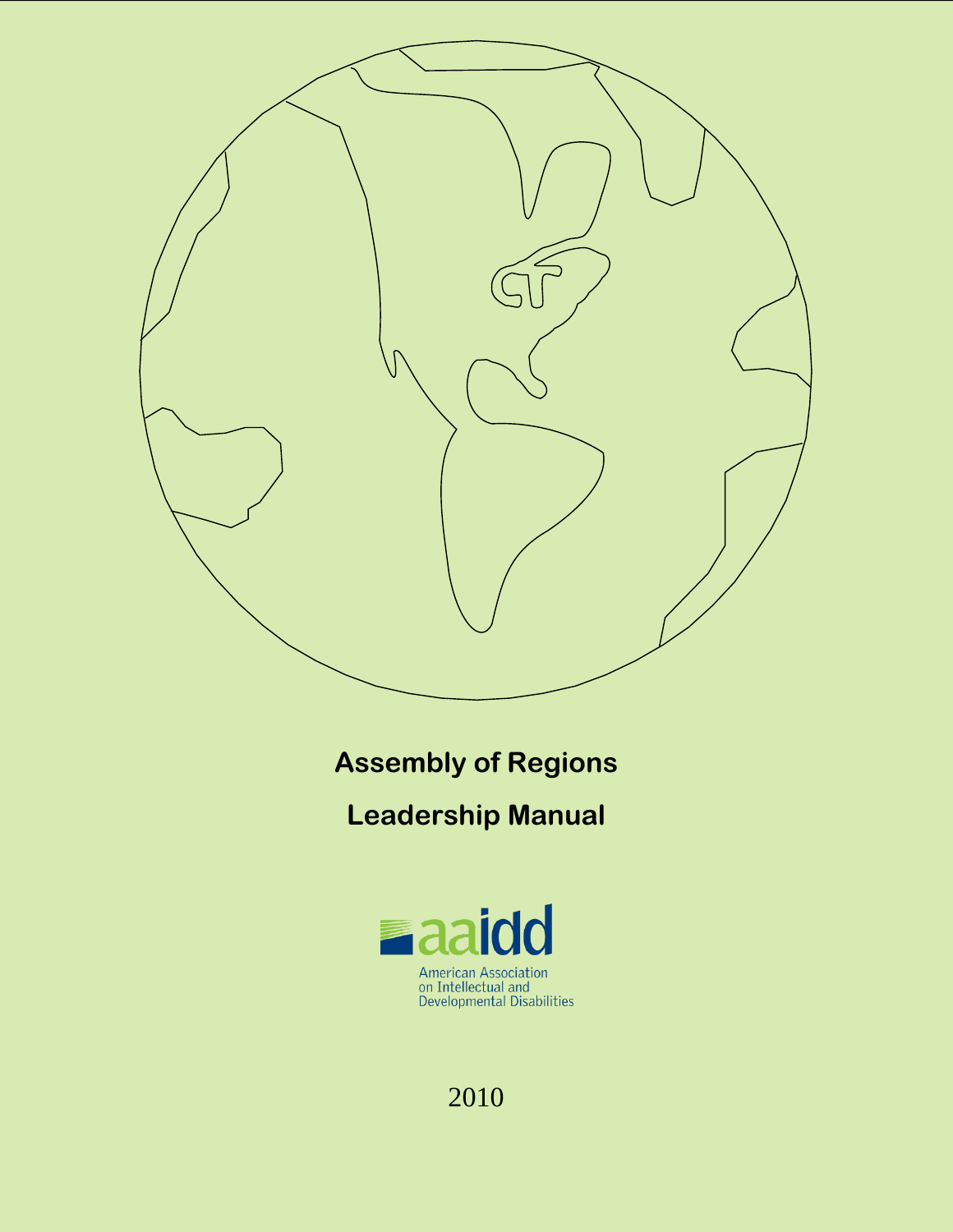# Assembly of Regions

# Leadership Manual

aaidd

American Association
on Intellectual and
Developmental Disabilities

2010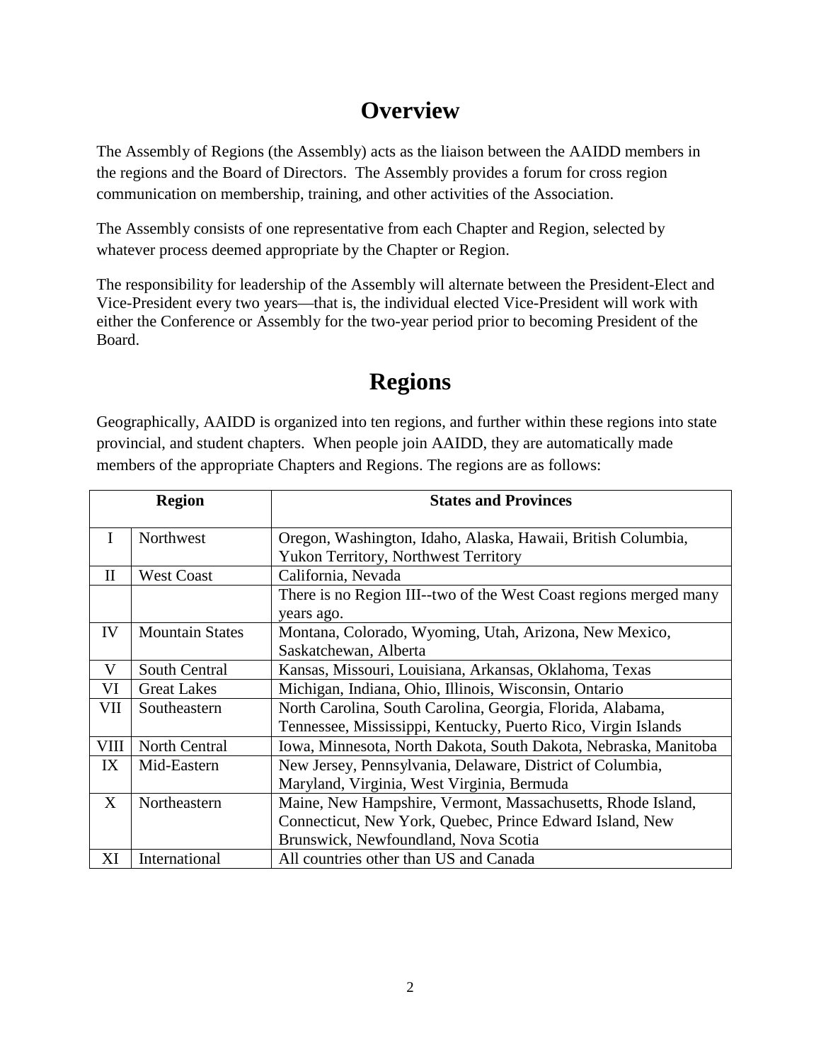# Overview

The Assembly of Regions (the Assembly) acts as the liaison between the AAIDD members in the regions and the Board of Directors. The Assembly provides a forum for cross region communication on membership, training, and other activities of the Association.

The Assembly consists of one representative from each Chapter and Region, selected by whatever process deemed appropriate by the Chapter or Region.

The responsibility for leadership of the Assembly will alternate between the President-Elect and Vice-President every two years—that is, the individual elected Vice-President will work with either the Conference or Assembly for the two-year period prior to becoming President of the Board.

# Regions

Geographically, AAIDD is organized into ten regions, and further within these regions into state provincial, and student chapters. When people join AAIDD, they are automatically made members of the appropriate Chapters and Regions. The regions are as follows:

| Region | | States and Provinces |
|---|---|---|
| I | Northwest | Oregon, Washington, Idaho, Alaska, Hawaii, British Columbia, Yukon Territory, Northwest Territory |
| II | West Coast | California, Nevada |
| | | There is no Region III--two of the West Coast regions merged many years ago. |
| IV | Mountain States | Montana, Colorado, Wyoming, Utah, Arizona, New Mexico, Saskatchewan, Alberta |
| V | South Central | Kansas, Missouri, Louisiana, Arkansas, Oklahoma, Texas |
| VI | Great Lakes | Michigan, Indiana, Ohio, Illinois, Wisconsin, Ontario |
| VII | Southeastern | North Carolina, South Carolina, Georgia, Florida, Alabama, Tennessee, Mississippi, Kentucky, Puerto Rico, Virgin Islands |
| VIII | North Central | Iowa, Minnesota, North Dakota, South Dakota, Nebraska, Manitoba |
| IX | Mid-Eastern | New Jersey, Pennsylvania, Delaware, District of Columbia, Maryland, Virginia, West Virginia, Bermuda |
| X | Northeastern | Maine, New Hampshire, Vermont, Massachusetts, Rhode Island, Connecticut, New York, Quebec, Prince Edward Island, New Brunswick, Newfoundland, Nova Scotia |
| XI | International | All countries other than US and Canada |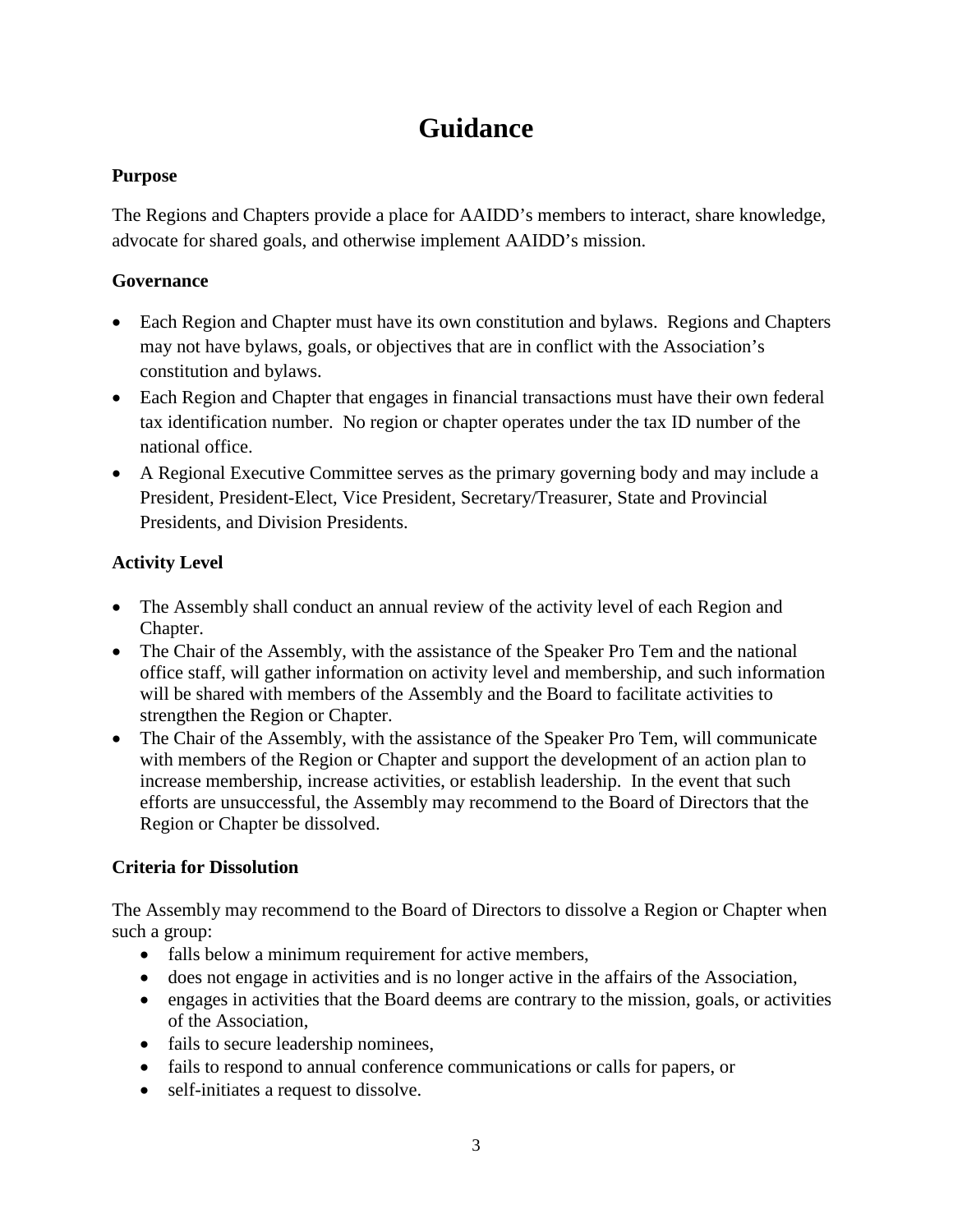# Guidance

**Purpose**

The Regions and Chapters provide a place for AAIDD's members to interact, share knowledge, advocate for shared goals, and otherwise implement AAIDD's mission.

**Governance**

- Each Region and Chapter must have its own constitution and bylaws. Regions and Chapters may not have bylaws, goals, or objectives that are in conflict with the Association's constitution and bylaws.
- Each Region and Chapter that engages in financial transactions must have their own federal tax identification number. No region or chapter operates under the tax ID number of the national office.
- A Regional Executive Committee serves as the primary governing body and may include a President, President-Elect, Vice President, Secretary/Treasurer, State and Provincial Presidents, and Division Presidents.

**Activity Level**

- The Assembly shall conduct an annual review of the activity level of each Region and Chapter.
- The Chair of the Assembly, with the assistance of the Speaker Pro Tem and the national office staff, will gather information on activity level and membership, and such information will be shared with members of the Assembly and the Board to facilitate activities to strengthen the Region or Chapter.
- The Chair of the Assembly, with the assistance of the Speaker Pro Tem, will communicate with members of the Region or Chapter and support the development of an action plan to increase membership, increase activities, or establish leadership. In the event that such efforts are unsuccessful, the Assembly may recommend to the Board of Directors that the Region or Chapter be dissolved.

**Criteria for Dissolution**

The Assembly may recommend to the Board of Directors to dissolve a Region or Chapter when such a group:

- falls below a minimum requirement for active members,
- does not engage in activities and is no longer active in the affairs of the Association,
- engages in activities that the Board deems are contrary to the mission, goals, or activities of the Association,
- fails to secure leadership nominees,
- fails to respond to annual conference communications or calls for papers, or
- self-initiates a request to dissolve.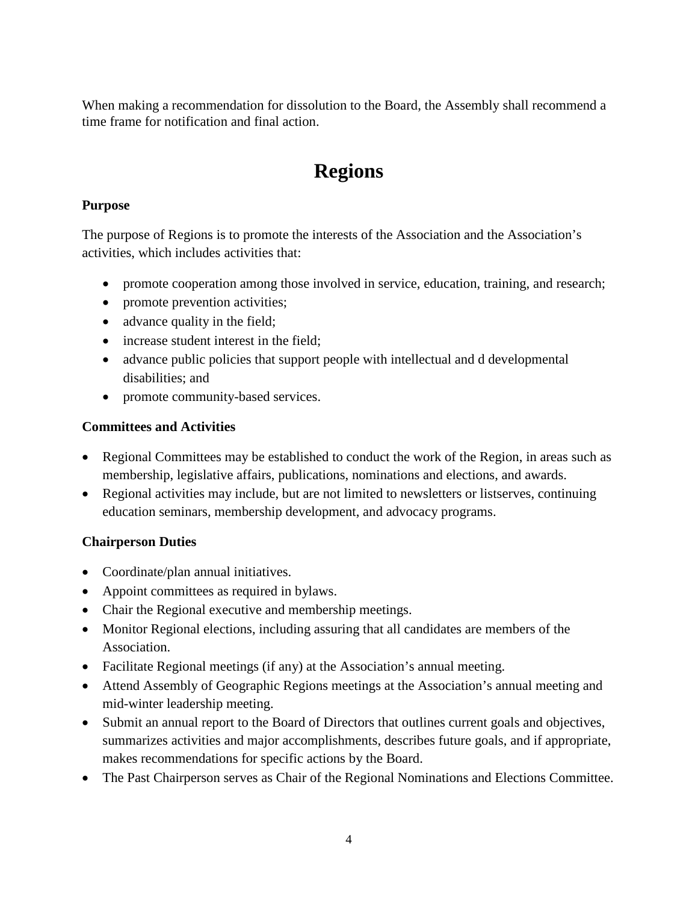When making a recommendation for dissolution to the Board, the Assembly shall recommend a time frame for notification and final action.

# Regions

### Purpose

The purpose of Regions is to promote the interests of the Association and the Association's activities, which includes activities that:

- promote cooperation among those involved in service, education, training, and research;
- promote prevention activities;
- advance quality in the field;
- increase student interest in the field;
- advance public policies that support people with intellectual and d developmental disabilities; and
- promote community-based services.

### Committees and Activities

- Regional Committees may be established to conduct the work of the Region, in areas such as membership, legislative affairs, publications, nominations and elections, and awards.
- Regional activities may include, but are not limited to newsletters or listserves, continuing education seminars, membership development, and advocacy programs.

### Chairperson Duties

- Coordinate/plan annual initiatives.
- Appoint committees as required in bylaws.
- Chair the Regional executive and membership meetings.
- Monitor Regional elections, including assuring that all candidates are members of the Association.
- Facilitate Regional meetings (if any) at the Association's annual meeting.
- Attend Assembly of Geographic Regions meetings at the Association's annual meeting and mid-winter leadership meeting.
- Submit an annual report to the Board of Directors that outlines current goals and objectives, summarizes activities and major accomplishments, describes future goals, and if appropriate, makes recommendations for specific actions by the Board.
- The Past Chairperson serves as Chair of the Regional Nominations and Elections Committee.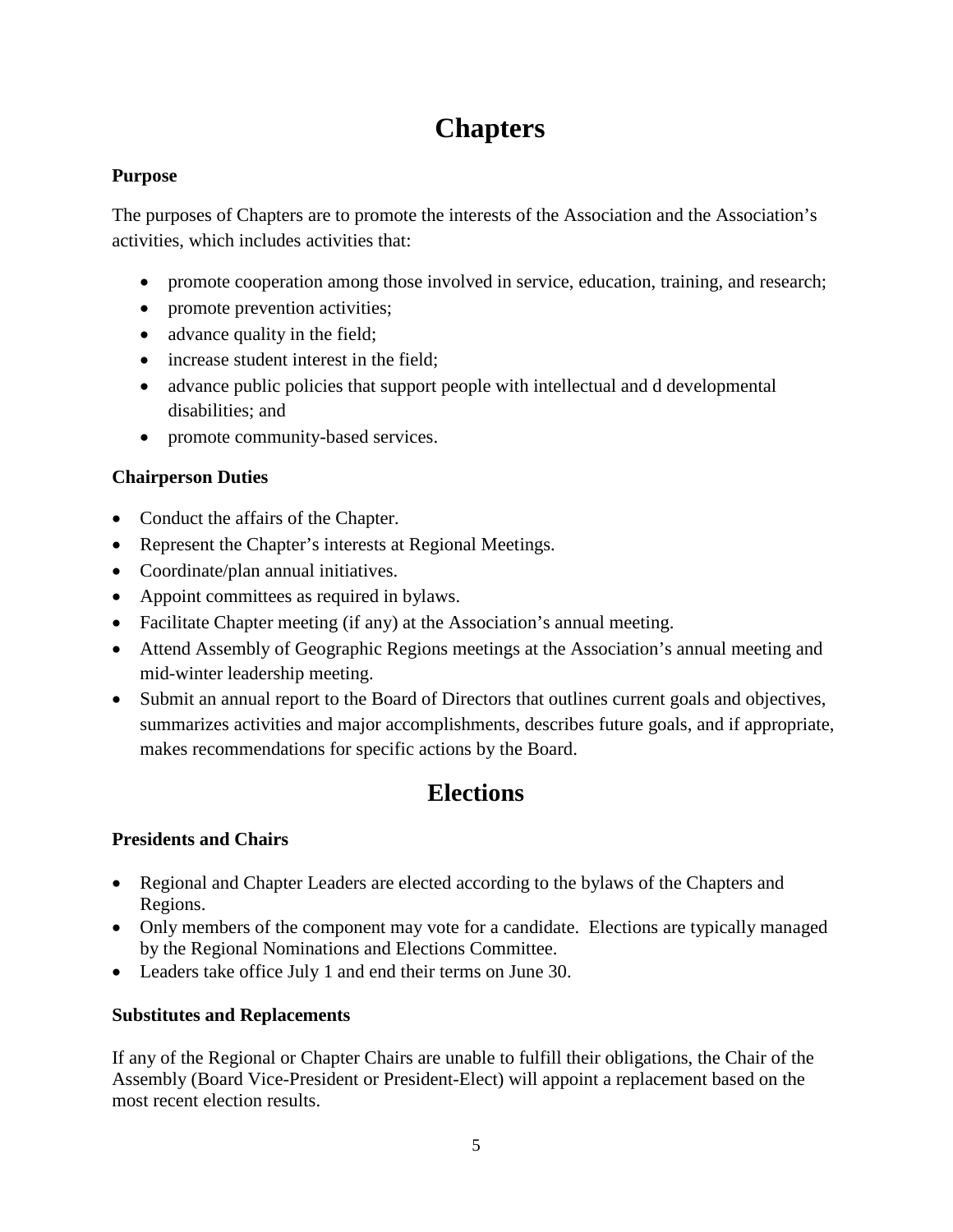# Chapters

**Purpose**

The purposes of Chapters are to promote the interests of the Association and the Association's activities, which includes activities that:

- promote cooperation among those involved in service, education, training, and research;
- promote prevention activities;
- advance quality in the field;
- increase student interest in the field;
- advance public policies that support people with intellectual and d developmental disabilities; and
- promote community-based services.

**Chairperson Duties**

- Conduct the affairs of the Chapter.
- Represent the Chapter's interests at Regional Meetings.
- Coordinate/plan annual initiatives.
- Appoint committees as required in bylaws.
- Facilitate Chapter meeting (if any) at the Association's annual meeting.
- Attend Assembly of Geographic Regions meetings at the Association's annual meeting and mid-winter leadership meeting.
- Submit an annual report to the Board of Directors that outlines current goals and objectives, summarizes activities and major accomplishments, describes future goals, and if appropriate, makes recommendations for specific actions by the Board.

# Elections

**Presidents and Chairs**

- Regional and Chapter Leaders are elected according to the bylaws of the Chapters and Regions.
- Only members of the component may vote for a candidate. Elections are typically managed by the Regional Nominations and Elections Committee.
- Leaders take office July 1 and end their terms on June 30.

**Substitutes and Replacements**

If any of the Regional or Chapter Chairs are unable to fulfill their obligations, the Chair of the Assembly (Board Vice-President or President-Elect) will appoint a replacement based on the most recent election results.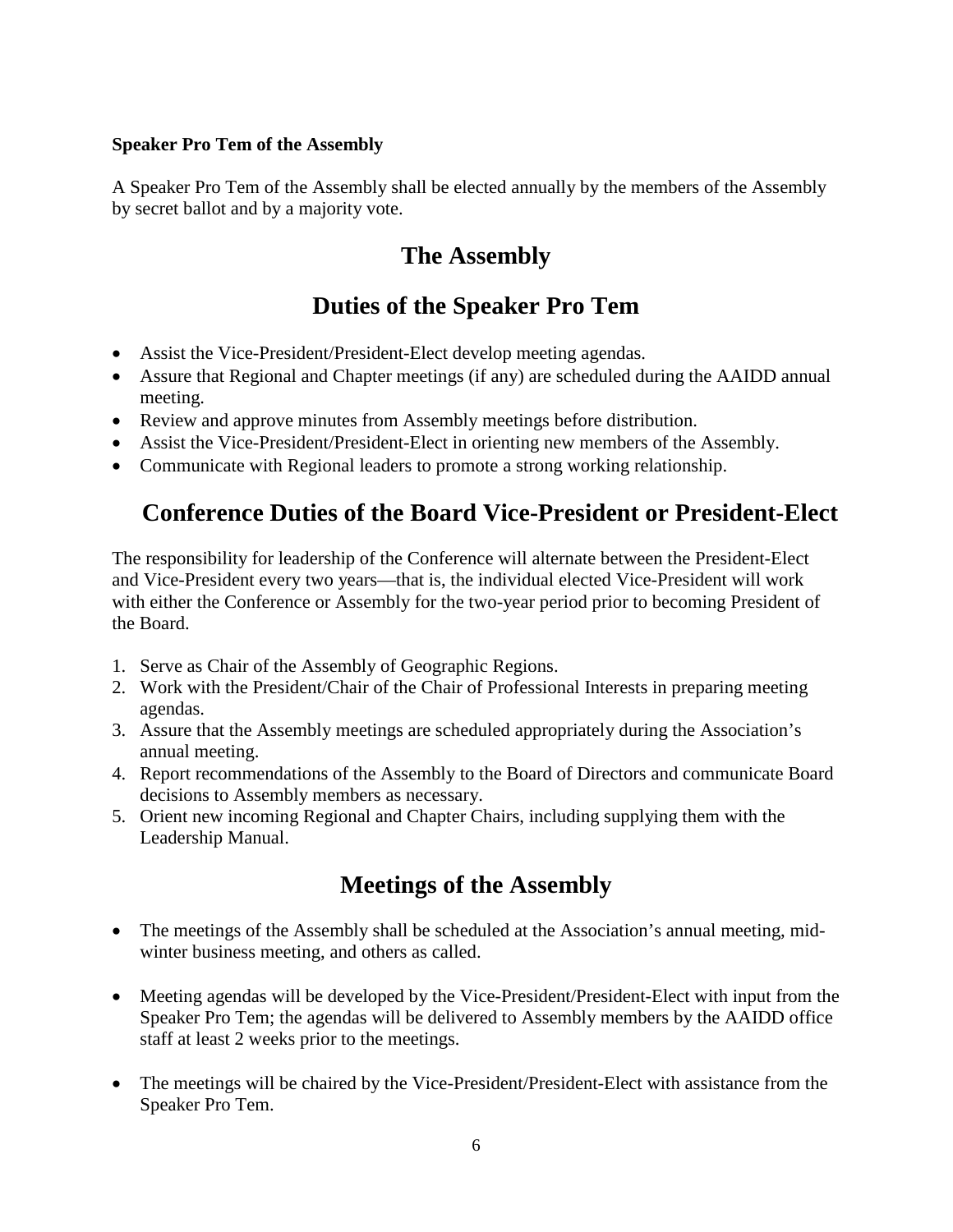**Speaker Pro Tem of the Assembly**

A Speaker Pro Tem of the Assembly shall be elected annually by the members of the Assembly by secret ballot and by a majority vote.

## The Assembly

## Duties of the Speaker Pro Tem

- Assist the Vice-President/President-Elect develop meeting agendas.
- Assure that Regional and Chapter meetings (if any) are scheduled during the AAIDD annual meeting.
- Review and approve minutes from Assembly meetings before distribution.
- Assist the Vice-President/President-Elect in orienting new members of the Assembly.
- Communicate with Regional leaders to promote a strong working relationship.

## Conference Duties of the Board Vice-President or President-Elect

The responsibility for leadership of the Conference will alternate between the President-Elect and Vice-President every two years—that is, the individual elected Vice-President will work with either the Conference or Assembly for the two-year period prior to becoming President of the Board.

1. Serve as Chair of the Assembly of Geographic Regions.
2. Work with the President/Chair of the Chair of Professional Interests in preparing meeting agendas.
3. Assure that the Assembly meetings are scheduled appropriately during the Association's annual meeting.
4. Report recommendations of the Assembly to the Board of Directors and communicate Board decisions to Assembly members as necessary.
5. Orient new incoming Regional and Chapter Chairs, including supplying them with the Leadership Manual.

## Meetings of the Assembly

- The meetings of the Assembly shall be scheduled at the Association's annual meeting, mid-winter business meeting, and others as called.

- Meeting agendas will be developed by the Vice-President/President-Elect with input from the Speaker Pro Tem; the agendas will be delivered to Assembly members by the AAIDD office staff at least 2 weeks prior to the meetings.

- The meetings will be chaired by the Vice-President/President-Elect with assistance from the Speaker Pro Tem.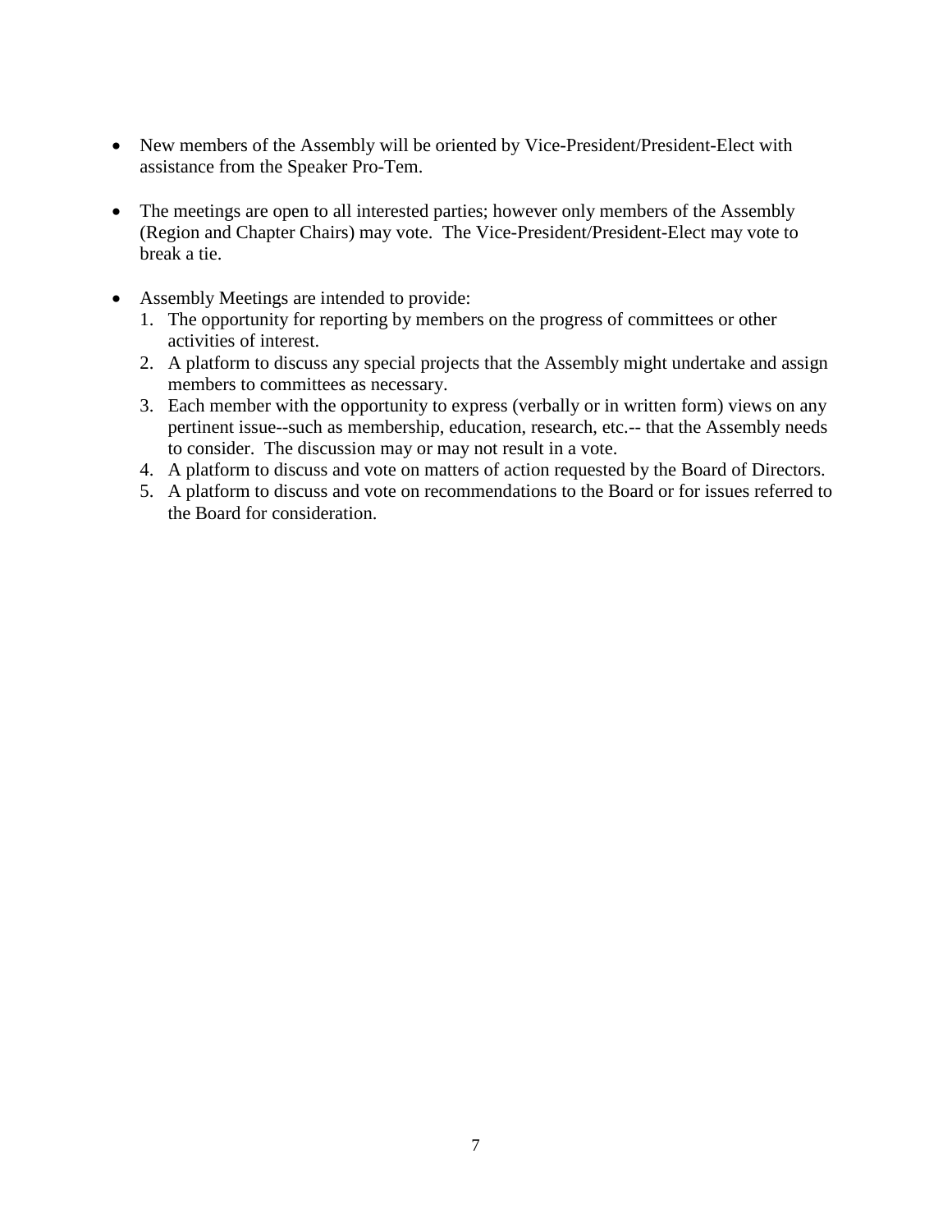- New members of the Assembly will be oriented by Vice-President/President-Elect with assistance from the Speaker Pro-Tem.

- The meetings are open to all interested parties; however only members of the Assembly (Region and Chapter Chairs) may vote. The Vice-President/President-Elect may vote to break a tie.

- Assembly Meetings are intended to provide:
  1. The opportunity for reporting by members on the progress of committees or other activities of interest.
  2. A platform to discuss any special projects that the Assembly might undertake and assign members to committees as necessary.
  3. Each member with the opportunity to express (verbally or in written form) views on any pertinent issue--such as membership, education, research, etc.-- that the Assembly needs to consider. The discussion may or may not result in a vote.
  4. A platform to discuss and vote on matters of action requested by the Board of Directors.
  5. A platform to discuss and vote on recommendations to the Board or for issues referred to the Board for consideration.